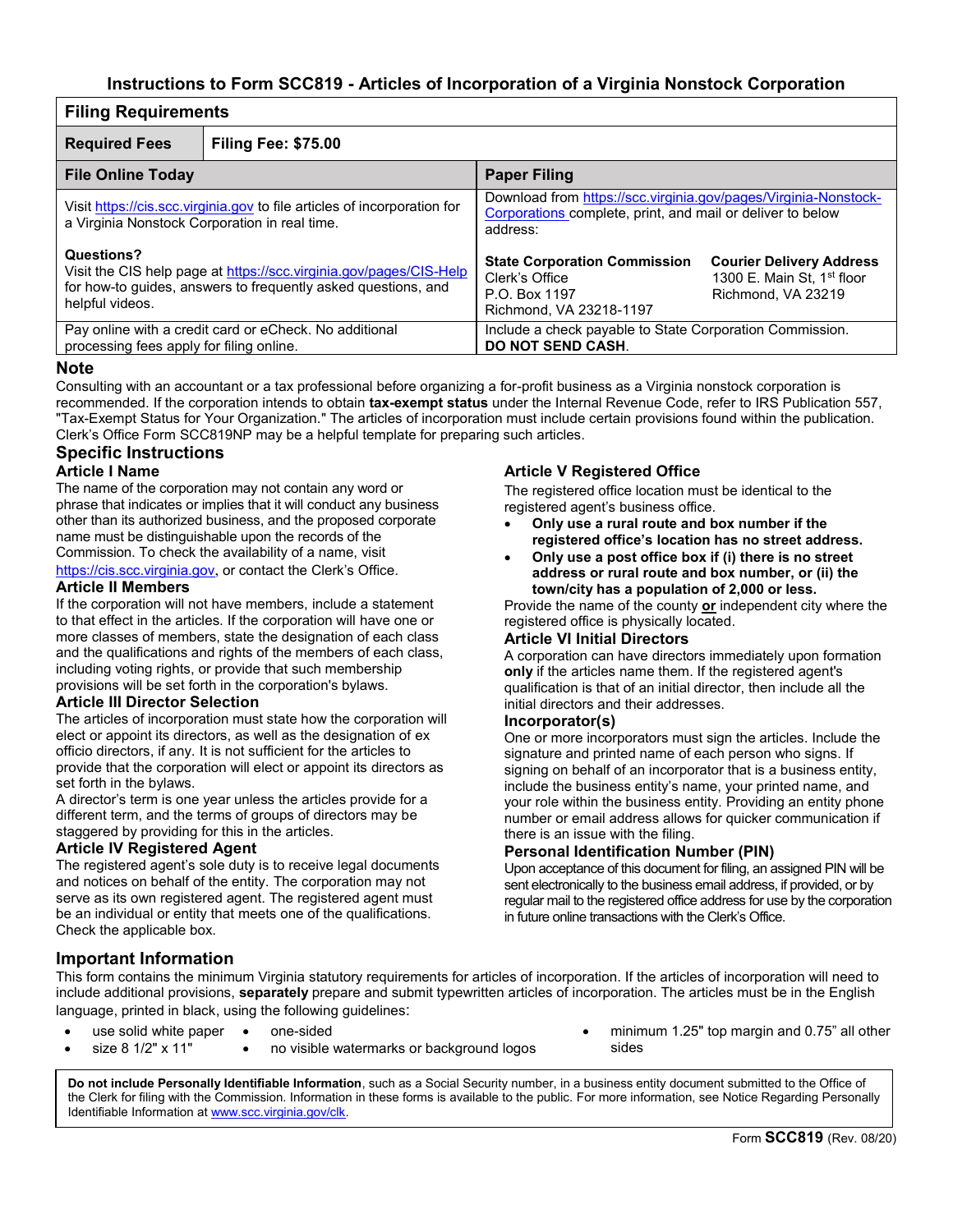# Instructions to Form SCC819 - Articles of Incorporation of a Virginia Nonstock Corporation

| Filing Requirements | |
|---|---|
| **Required Fees** | **Filing Fee: $75.00** |
| **File Online Today** | **Paper Filing** |
| Visit https://cis.scc.virginia.gov to file articles of incorporation for a Virginia Nonstock Corporation in real time.<br><br>**Questions?**<br>Visit the CIS help page at https://scc.virginia.gov/pages/CIS-Help for how-to guides, answers to frequently asked questions, and helpful videos. | Download from https://scc.virginia.gov/pages/Virginia-Nonstock-Corporations complete, print, and mail or deliver to below address:<br><br>**State Corporation Commission**<br>Clerk's Office<br>P.O. Box 1197<br>Richmond, VA 23218-1197<br><br>**Courier Delivery Address**<br>1300 E. Main St, 1st floor<br>Richmond, VA 23219 |
| Pay online with a credit card or eCheck. No additional processing fees apply for filing online. | Include a check payable to State Corporation Commission. **DO NOT SEND CASH**. |

## Note

Consulting with an accountant or a tax professional before organizing a for-profit business as a Virginia nonstock corporation is recommended. If the corporation intends to obtain **tax-exempt status** under the Internal Revenue Code, refer to IRS Publication 557, "Tax-Exempt Status for Your Organization." The articles of incorporation must include certain provisions found within the publication. Clerk's Office Form SCC819NP may be a helpful template for preparing such articles.

## Specific Instructions

### Article I Name

The name of the corporation may not contain any word or phrase that indicates or implies that it will conduct any business other than its authorized business, and the proposed corporate name must be distinguishable upon the records of the Commission. To check the availability of a name, visit https://cis.scc.virginia.gov, or contact the Clerk's Office.

### Article II Members

If the corporation will not have members, include a statement to that effect in the articles. If the corporation will have one or more classes of members, state the designation of each class and the qualifications and rights of the members of each class, including voting rights, or provide that such membership provisions will be set forth in the corporation's bylaws.

### Article III Director Selection

The articles of incorporation must state how the corporation will elect or appoint its directors, as well as the designation of ex officio directors, if any. It is not sufficient for the articles to provide that the corporation will elect or appoint its directors as set forth in the bylaws.

A director's term is one year unless the articles provide for a different term, and the terms of groups of directors may be staggered by providing for this in the articles.

### Article IV Registered Agent

The registered agent's sole duty is to receive legal documents and notices on behalf of the entity. The corporation may not serve as its own registered agent. The registered agent must be an individual or entity that meets one of the qualifications. Check the applicable box.

### Article V Registered Office

The registered office location must be identical to the registered agent's business office.

- **Only use a rural route and box number if the registered office's location has no street address.**
- **Only use a post office box if (i) there is no street address or rural route and box number, or (ii) the town/city has a population of 2,000 or less.**

Provide the name of the county **or** independent city where the registered office is physically located.

### Article VI Initial Directors

A corporation can have directors immediately upon formation **only** if the articles name them. If the registered agent's qualification is that of an initial director, then include all the initial directors and their addresses.

### Incorporator(s)

One or more incorporators must sign the articles. Include the signature and printed name of each person who signs. If signing on behalf of an incorporator that is a business entity, include the business entity's name, your printed name, and your role within the business entity. Providing an entity phone number or email address allows for quicker communication if there is an issue with the filing.

### Personal Identification Number (PIN)

Upon acceptance of this document for filing, an assigned PIN will be sent electronically to the business email address, if provided, or by regular mail to the registered office address for use by the corporation in future online transactions with the Clerk's Office.

## Important Information

This form contains the minimum Virginia statutory requirements for articles of incorporation. If the articles of incorporation will need to include additional provisions, **separately** prepare and submit typewritten articles of incorporation. The articles must be in the English language, printed in black, using the following guidelines:

- use solid white paper
- size 8 1/2" x 11"
- one-sided
- no visible watermarks or background logos
- minimum 1.25" top margin and 0.75" all other sides

**Do not include Personally Identifiable Information**, such as a Social Security number, in a business entity document submitted to the Office of the Clerk for filing with the Commission. Information in these forms is available to the public. For more information, see Notice Regarding Personally Identifiable Information at www.scc.virginia.gov/clk.

Form **SCC819** (Rev. 08/20)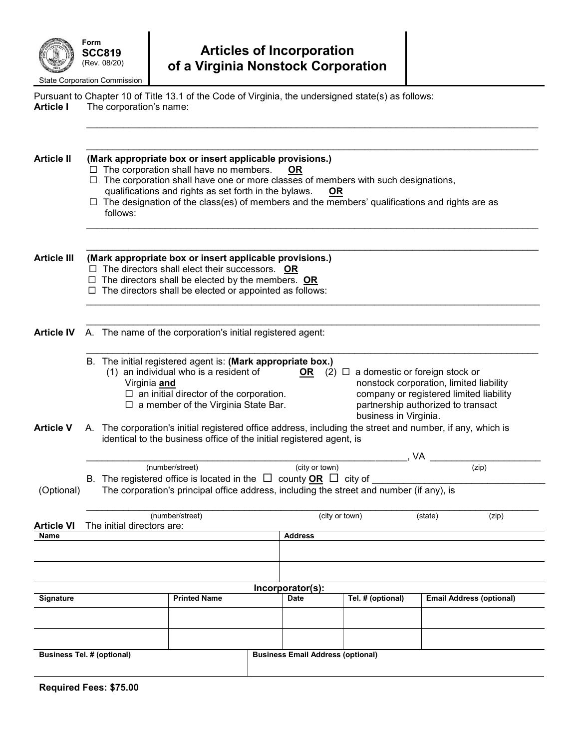Form **SCC819** (Rev. 08/20)

State Corporation Commission

# Articles of Incorporation of a Virginia Nonstock Corporation

Pursuant to Chapter 10 of Title 13.1 of the Code of Virginia, the undersigned state(s) as follows:

**Article I** The corporation's name:

\_\_\_\_\_\_\_\_\_\_\_\_\_\_\_\_\_\_\_\_\_\_\_\_\_\_\_\_\_\_\_\_\_\_\_\_\_\_\_\_\_\_\_\_\_\_\_\_\_\_\_\_\_\_\_\_\_\_\_\_\_\_\_\_\_\_\_\_\_\_

\_\_\_\_\_\_\_\_\_\_\_\_\_\_\_\_\_\_\_\_\_\_\_\_\_\_\_\_\_\_\_\_\_\_\_\_\_\_\_\_\_\_\_\_\_\_\_\_\_\_\_\_\_\_\_\_\_\_\_\_\_\_\_\_\_\_\_\_\_\_

**Article II** **(Mark appropriate box or insert applicable provisions.)**

- ☐ The corporation shall have no members. **OR**
- ☐ The corporation shall have one or more classes of members with such designations, qualifications and rights as set forth in the bylaws. **OR**
- ☐ The designation of the class(es) of members and the members' qualifications and rights are as follows:

\_\_\_\_\_\_\_\_\_\_\_\_\_\_\_\_\_\_\_\_\_\_\_\_\_\_\_\_\_\_\_\_\_\_\_\_\_\_\_\_\_\_\_\_\_\_\_\_\_\_\_\_\_\_\_\_\_\_\_\_\_\_\_\_\_\_\_\_\_\_

\_\_\_\_\_\_\_\_\_\_\_\_\_\_\_\_\_\_\_\_\_\_\_\_\_\_\_\_\_\_\_\_\_\_\_\_\_\_\_\_\_\_\_\_\_\_\_\_\_\_\_\_\_\_\_\_\_\_\_\_\_\_\_\_\_\_\_\_\_\_

**Article III** **(Mark appropriate box or insert applicable provisions.)**

- ☐ The directors shall elect their successors. **OR**
- ☐ The directors shall be elected by the members. **OR**
- ☐ The directors shall be elected or appointed as follows:

\_\_\_\_\_\_\_\_\_\_\_\_\_\_\_\_\_\_\_\_\_\_\_\_\_\_\_\_\_\_\_\_\_\_\_\_\_\_\_\_\_\_\_\_\_\_\_\_\_\_\_\_\_\_\_\_\_\_\_\_\_\_\_\_\_\_\_\_\_\_

\_\_\_\_\_\_\_\_\_\_\_\_\_\_\_\_\_\_\_\_\_\_\_\_\_\_\_\_\_\_\_\_\_\_\_\_\_\_\_\_\_\_\_\_\_\_\_\_\_\_\_\_\_\_\_\_\_\_\_\_\_\_\_\_\_\_\_\_\_\_

**Article IV** A. The name of the corporation's initial registered agent:

\_\_\_\_\_\_\_\_\_\_\_\_\_\_\_\_\_\_\_\_\_\_\_\_\_\_\_\_\_\_\_\_\_\_\_\_\_\_\_\_\_\_\_\_\_\_\_\_\_\_\_\_\_\_\_\_\_\_\_\_\_\_\_\_\_\_\_\_\_\_

B. The initial registered agent is: **(Mark appropriate box.)**

(1) an individual who is a resident of Virginia **and**
- ☐ an initial director of the corporation.
- ☐ a member of the Virginia State Bar.

**OR** (2) ☐ a domestic or foreign stock or nonstock corporation, limited liability company or registered limited liability partnership authorized to transact business in Virginia.

**Article V** A. The corporation's initial registered office address, including the street and number, if any, which is identical to the business office of the initial registered agent, is

\_\_\_\_\_\_\_\_\_\_\_\_\_\_\_\_\_\_\_\_\_\_\_\_\_\_\_\_\_\_\_\_\_\_\_\_\_\_\_\_\_\_\_\_\_\_\_\_\_\_, VA \_\_\_\_\_\_\_\_\_\_\_\_\_\_\_\_\_\_
(number/street) (city or town) (zip)

B. The registered office is located in the ☐ county **OR** ☐ city of \_\_\_\_\_\_\_\_\_\_\_\_\_\_\_\_\_\_\_\_\_\_\_\_\_\_

(Optional) The corporation's principal office address, including the street and number (if any), is

\_\_\_\_\_\_\_\_\_\_\_\_\_\_\_\_\_\_\_\_\_\_\_\_\_\_\_\_\_\_\_\_\_\_\_\_\_\_\_\_\_\_\_\_\_\_\_\_\_\_\_\_\_\_\_\_\_\_\_\_\_\_\_\_\_\_\_\_\_\_
(number/street) (city or town) (state) (zip)

**Article VI** The initial directors are:

| Name | Address |
|---|---|
| | |
| | |

**Incorporator(s):**

| Signature | Printed Name | Date | Tel. # (optional) | Email Address (optional) |
|---|---|---|---|---|
| | | | | |
| | | | | |

| Business Tel. # (optional) | Business Email Address (optional) |
|---|---|
| | |

**Required Fees: $75.00**